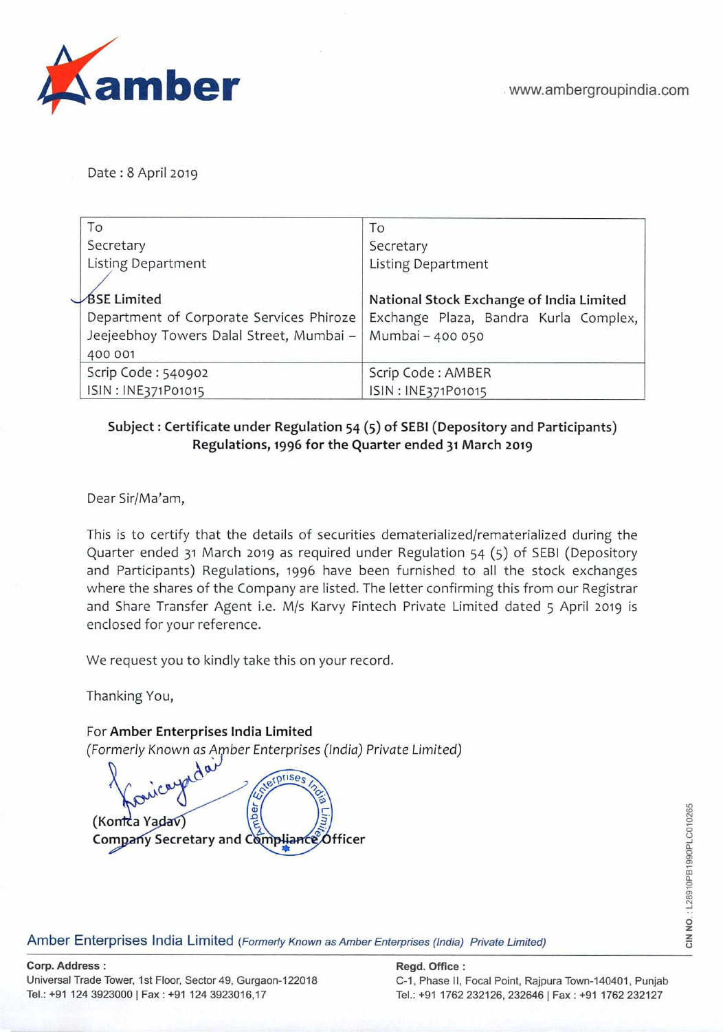amber

www.ambergroupindia.com

Date : 8 April 2019

| To<br>Secretary<br>Listing Department<br><br>**BSE Limited**<br>Department of Corporate Services Phiroze Jeejeebhoy Towers Dalal Street, Mumbai – 400 001 | To<br>Secretary<br>Listing Department<br><br>**National Stock Exchange of India Limited**<br>Exchange Plaza, Bandra Kurla Complex, Mumbai – 400 050 |
|---|---|
| Scrip Code : 540902<br>ISIN : INE371P01015 | Scrip Code : AMBER<br>ISIN : INE371P01015 |

**Subject : Certificate under Regulation 54 (5) of SEBI (Depository and Participants) Regulations, 1996 for the Quarter ended 31 March 2019**

Dear Sir/Ma'am,

This is to certify that the details of securities dematerialized/rematerialized during the Quarter ended 31 March 2019 as required under Regulation 54 (5) of SEBI (Depository and Participants) Regulations, 1996 have been furnished to all the stock exchanges where the shares of the Company are listed. The letter confirming this from our Registrar and Share Transfer Agent i.e. M/s Karvy Fintech Private Limited dated 5 April 2019 is enclosed for your reference.

We request you to kindly take this on your record.

Thanking You,

For **Amber Enterprises India Limited**
*(Formerly Known as Amber Enterprises (India) Private Limited)*

(Konica Yadav)
**Company Secretary and Compliance Officer**

Amber Enterprises India Limited *(Formerly Known as Amber Enterprises (India) Private Limited)*

**Corp. Address :**
Universal Trade Tower, 1st Floor, Sector 49, Gurgaon-122018
Tel.: +91 124 3923000 | Fax : +91 124 3923016,17

**Regd. Office :**
C-1, Phase II, Focal Point, Rajpura Town-140401, Punjab
Tel.: +91 1762 232126, 232646 | Fax : +91 1762 232127

CIN NO : L28910PB1990PLC010265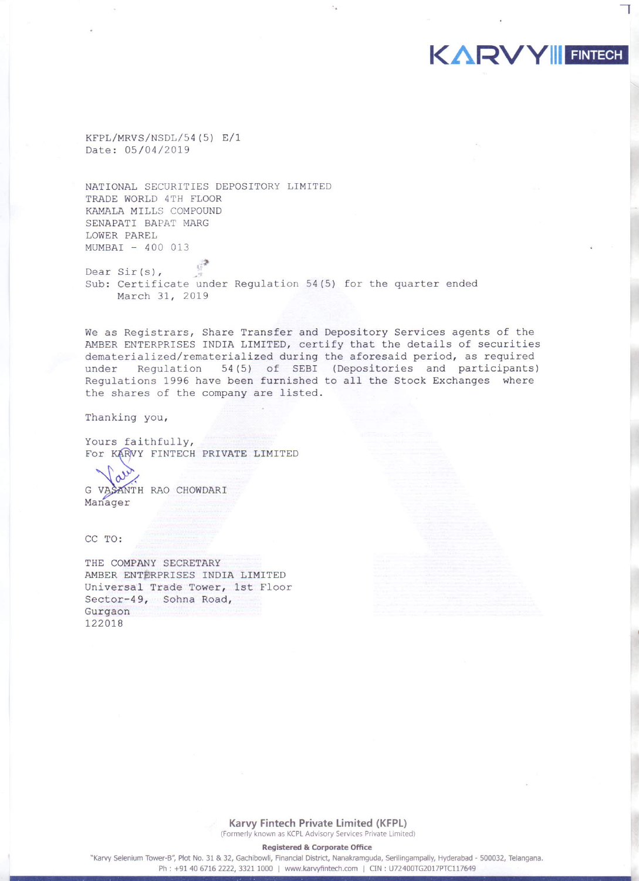KARVY FINTECH

KFPL/MRVS/NSDL/54(5) E/1
Date: 05/04/2019

NATIONAL SECURITIES DEPOSITORY LIMITED
TRADE WORLD 4TH FLOOR
KAMALA MILLS COMPOUND
SENAPATI BAPAT MARG
LOWER PAREL
MUMBAI - 400 013

Dear Sir(s),
Sub: Certificate under Regulation 54(5) for the quarter ended March 31, 2019

We as Registrars, Share Transfer and Depository Services agents of the AMBER ENTERPRISES INDIA LIMITED, certify that the details of securities dematerialized/rematerialized during the aforesaid period, as required under Regulation 54(5) of SEBI (Depositories and participants) Regulations 1996 have been furnished to all the Stock Exchanges where the shares of the company are listed.

Thanking you,

Yours faithfully,
For KARVY FINTECH PRIVATE LIMITED

G VASANTH RAO CHOWDARI
Manager

CC TO:

THE COMPANY SECRETARY
AMBER ENTERPRISES INDIA LIMITED
Universal Trade Tower, 1st Floor
Sector-49, Sohna Road,
Gurgaon
122018

**Karvy Fintech Private Limited (KFPL)**
(Formerly known as KCPL Advisory Services Private Limited)

**Registered & Corporate Office**
"Karvy Selenium Tower-B", Plot No. 31 & 32, Gachibowli, Financial District, Nanakramguda, Serilingampally, Hyderabad - 500032, Telangana.
Ph : +91 40 6716 2222, 3321 1000 | www.karvyfintech.com | CIN : U72400TG2017PTC117649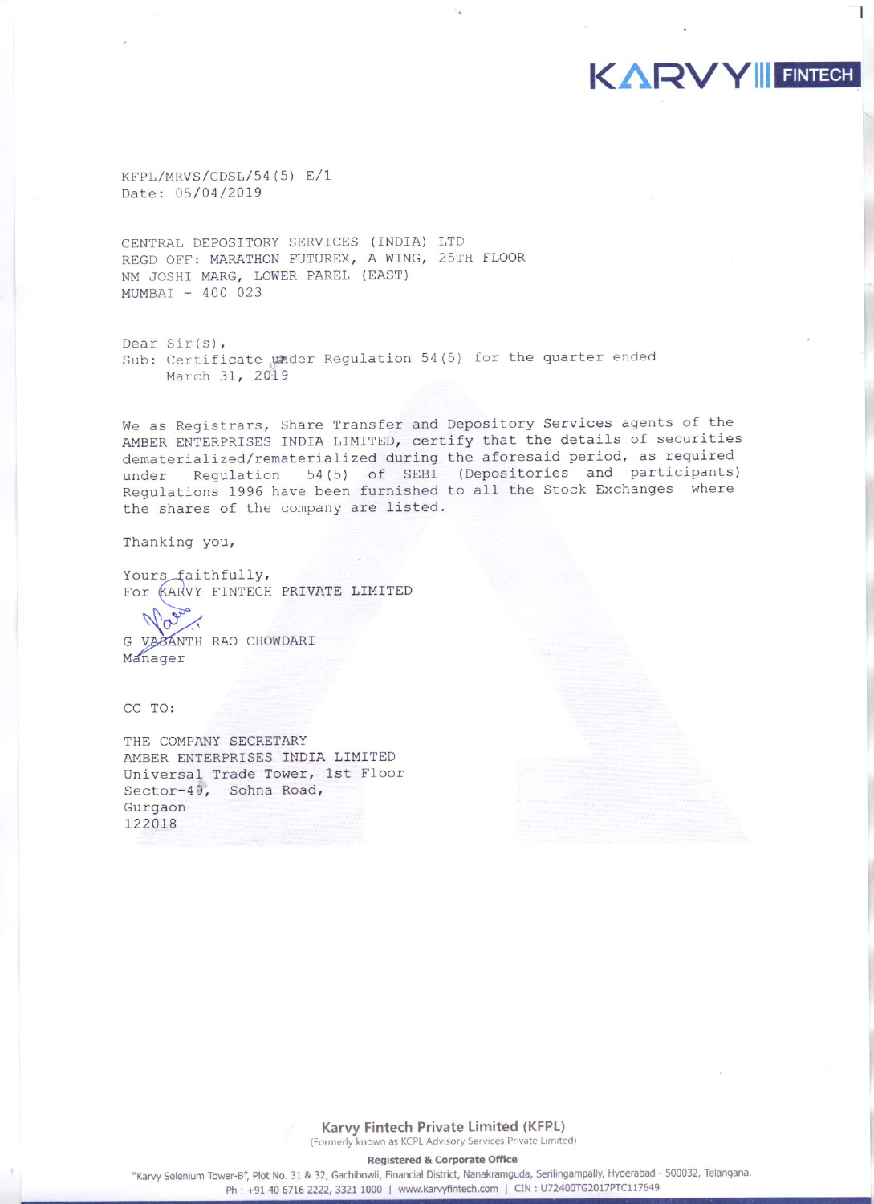KARVY FINTECH

KFPL/MRVS/CDSL/54(5) E/1
Date: 05/04/2019

CENTRAL DEPOSITORY SERVICES (INDIA) LTD
REGD OFF: MARATHON FUTUREX, A WING, 25TH FLOOR
NM JOSHI MARG, LOWER PAREL (EAST)
MUMBAI - 400 023

Dear Sir(s),
Sub: Certificate under Regulation 54(5) for the quarter ended March 31, 2019

We as Registrars, Share Transfer and Depository Services agents of the AMBER ENTERPRISES INDIA LIMITED, certify that the details of securities dematerialized/rematerialized during the aforesaid period, as required under Regulation 54(5) of SEBI (Depositories and participants) Regulations 1996 have been furnished to all the Stock Exchanges where the shares of the company are listed.

Thanking you,

Yours faithfully,
For KARVY FINTECH PRIVATE LIMITED

G VASANTH RAO CHOWDARI
Manager

CC TO:

THE COMPANY SECRETARY
AMBER ENTERPRISES INDIA LIMITED
Universal Trade Tower, 1st Floor
Sector-49, Sohna Road,
Gurgaon
122018

**Karvy Fintech Private Limited (KFPL)**
(Formerly known as KCPL Advisory Services Private Limited)

**Registered & Corporate Office**
"Karvy Selenium Tower-B", Plot No. 31 & 32, Gachibowli, Financial District, Nanakramguda, Serilingampally, Hyderabad - 500032, Telangana.
Ph : +91 40 6716 2222, 3321 1000 | www.karvyfintech.com | CIN : U72400TG2017PTC117649